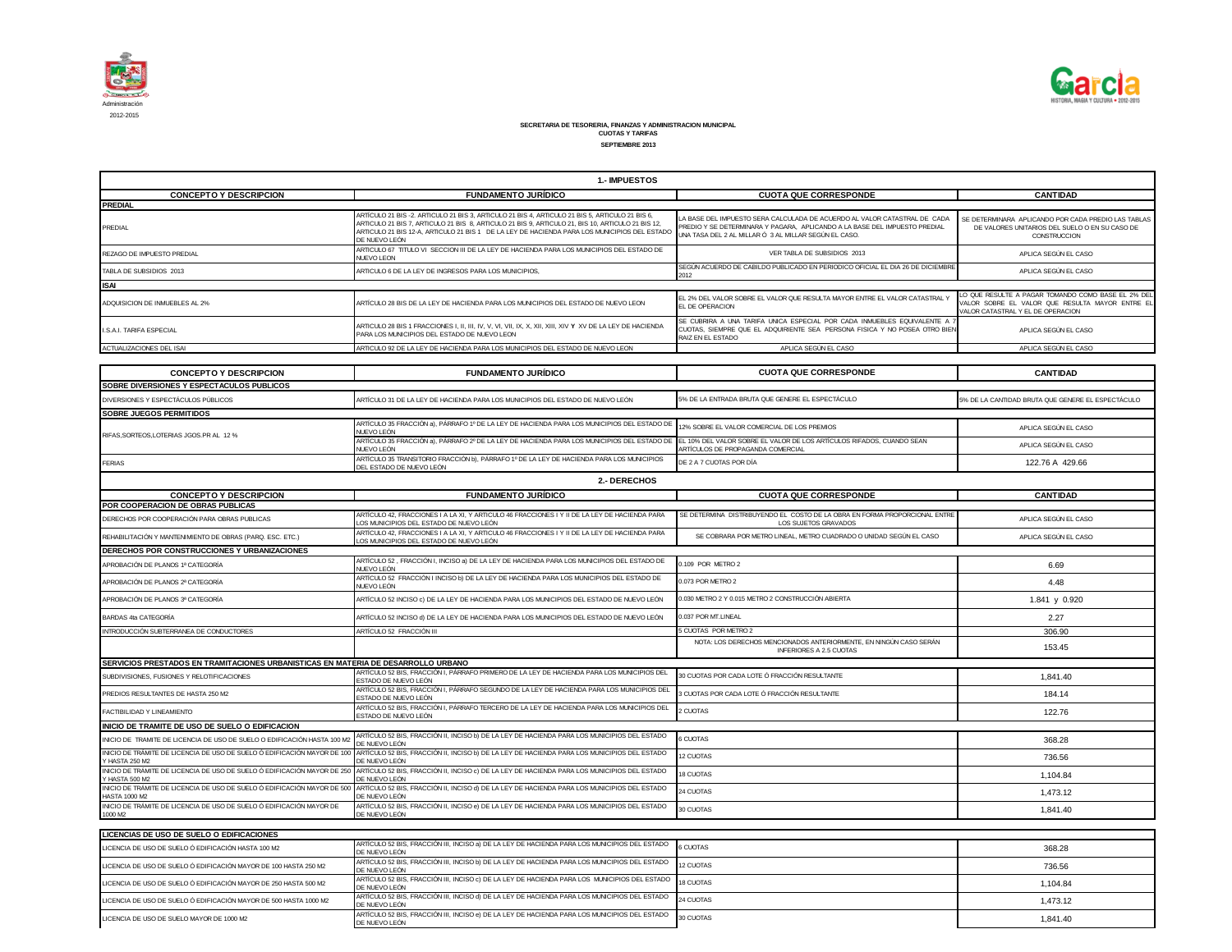Administración

2012-2015

**SECRETARIA DE TESORERIA, FINANZAS Y ADMINISTRACION MUNICIPAL**
**CUOTAS Y TARIFAS**
**SEPTIEMBRE 2013**

## 1.- IMPUESTOS

| CONCEPTO Y DESCRIPCION | FUNDAMENTO JURÍDICO | CUOTA QUE CORRESPONDE | CANTIDAD |
|---|---|---|---|
| **PREDIAL** | | | |
| PREDIAL | ARTÍCULO 21 BIS -2. ARTICULO 21 BIS 3, ARTICULO 21 BIS 4, ARTICULO 21 BIS 5, ARTICULO 21 BIS 6, ARTICULO 21 BIS 7, ARTICULO 21 BIS 8, ARTICULO 21 BIS 9, ARTICULO 21, BIS 10, ARTICULO 21 BIS 12, ARTICULO 21 BIS 12-A, ARTICULO 21 BIS 1 DE LA LEY DE HACIENDA PARA LOS MUNICIPIOS DEL ESTADO DE NUEVO LEÓN | LA BASE DEL IMPUESTO SERA CALCULADA DE ACUERDO AL VALOR CATASTRAL DE CADA PREDIO Y SE DETERMINARA Y PAGARA, APLICANDO A LA BASE DEL IMPUESTO PREDIAL UNA TASA DEL 2 AL MILLAR Ó 3 AL MILLAR SEGÚN EL CASO. | SE DETERMINARA APLICANDO POR CADA PREDIO LAS TABLAS DE VALORES UNITARIOS DEL SUELO O EN SU CASO DE CONSTRUCCION |
| REZAGO DE IMPUESTO PREDIAL | ARTICULO 67 TITULO VI SECCION III DE LA LEY DE HACIENDA PARA LOS MUNICIPIOS DEL ESTADO DE NUEVO LEON | VER TABLA DE SUBSIDIOS 2013 | APLICA SEGÚN EL CASO |
| TABLA DE SUBSIDIOS 2013 | ARTICULO 6 DE LA LEY DE INGRESOS PARA LOS MUNICIPIOS, | SEGÚN ACUERDO DE CABILDO PUBLICADO EN PERIODICO OFICIAL EL DIA 26 DE DICIEMBRE 2012 | APLICA SEGÚN EL CASO |
| **ISAI** | | | |
| ADQUISICION DE INMUEBLES AL 2% | ARTÍCULO 28 BIS DE LA LEY DE HACIENDA PARA LOS MUNICIPIOS DEL ESTADO DE NUEVO LEON | EL 2% DEL VALOR SOBRE EL VALOR QUE RESULTA MAYOR ENTRE EL VALOR CATASTRAL Y EL DE OPERACION | LO QUE RESULTE A PAGAR TOMANDO COMO BASE EL 2% DEL VALOR SOBRE EL VALOR QUE RESULTA MAYOR ENTRE EL VALOR CATASTRAL Y EL DE OPERACION |
| I.S.A.I. TARIFA ESPECIAL | ARTICULO 28 BIS 1 FRACCIONES I, II, III, IV, V, VI, VII, IX, X, XII, XIII, XIV Y XV DE LA LEY DE HACIENDA PARA LOS MUNICIPIOS DEL ESTADO DE NUEVO LEON | SE CUBRIRA A UNA TARIFA UNICA ESPECIAL POR CADA INMUEBLES EQUIVALENTE A 7 CUOTAS, SIEMPRE QUE EL ADQUIRIENTE SEA PERSONA FISICA Y NO POSEA OTRO BIEN RAIZ EN EL ESTADO | APLICA SEGÚN EL CASO |
| ACTUALIZACIONES DEL ISAI | ARTICULO 92 DE LA LEY DE HACIENDA PARA LOS MUNICIPIOS DEL ESTADO DE NUEVO LEON | APLICA SEGÚN EL CASO | APLICA SEGÚN EL CASO |

| CONCEPTO Y DESCRIPCION | FUNDAMENTO JURÍDICO | CUOTA QUE CORRESPONDE | CANTIDAD |
|---|---|---|---|
| **SOBRE DIVERSIONES Y ESPECTACULOS PUBLICOS** | | | |
| DIVERSIONES Y ESPECTÁCULOS PÚBLICOS | ARTÍCULO 31 DE LA LEY DE HACIENDA PARA LOS MUNICIPIOS DEL ESTADO DE NUEVO LEÓN | 5% DE LA ENTRADA BRUTA QUE GENERE EL ESPECTÁCULO | 5% DE LA CANTIDAD BRUTA QUE GENERE EL ESPECTÁCULO |
| **SOBRE JUEGOS PERMITIDOS** | | | |
| RIFAS,SORTEOS,LOTERIAS JGOS.PR AL 12 % | ARTÍCULO 35 FRACCIÓN a), PÁRRAFO 1º DE LA LEY DE HACIENDA PARA LOS MUNICIPIOS DEL ESTADO DE NUEVO LEÓN | 12% SOBRE EL VALOR COMERCIAL DE LOS PREMIOS | APLICA SEGÚN EL CASO |
| | ARTÍCULO 35 FRACCIÓN a), PÁRRAFO 2º DE LA LEY DE HACIENDA PARA LOS MUNICIPIOS DEL ESTADO DE NUEVO LEÓN | EL 10% DEL VALOR SOBRE EL VALOR DE LOS ARTÍCULOS RIFADOS, CUANDO SEAN ARTÍCULOS DE PROPAGANDA COMERCIAL | APLICA SEGÚN EL CASO |
| FERIAS | ARTÍCULO 35 TRANSITORIO FRACCIÓN b), PÁRRAFO 1º DE LA LEY DE HACIENDA PARA LOS MUNICIPIOS DEL ESTADO DE NUEVO LEÓN | DE 2 A 7 CUOTAS POR DÍA | 122.76 A 429.66 |

## 2.- DERECHOS

| CONCEPTO Y DESCRIPCION | FUNDAMENTO JURÍDICO | CUOTA QUE CORRESPONDE | CANTIDAD |
|---|---|---|---|
| **POR COOPERACION DE OBRAS PUBLICAS** | | | |
| DERECHOS POR COOPERACIÓN PARA OBRAS PUBLICAS | ARTÍCULO 42, FRACCIONES I A LA XI, Y ARTICULO 46 FRACCIONES I Y II DE LA LEY DE HACIENDA PARA LOS MUNICIPIOS DEL ESTADO DE NUEVO LEÓN | SE DETERMINA DISTRIBUYENDO EL COSTO DE LA OBRA EN FORMA PROPORCIONAL ENTRE LOS SUJETOS GRAVADOS | APLICA SEGÚN EL CASO |
| REHABILITACIÓN Y MANTENIMIENTO DE OBRAS (PARQ. ESC. ETC.) | ARTÍCULO 42, FRACCIONES I A LA XI, Y ARTICULO 46 FRACCIONES I Y II DE LA LEY DE HACIENDA PARA LOS MUNICIPIOS DEL ESTADO DE NUEVO LEÓN | SE COBRARA POR METRO LINEAL, METRO CUADRADO O UNIDAD SEGÚN EL CASO | APLICA SEGÚN EL CASO |
| **DERECHOS POR CONSTRUCCIONES Y URBANIZACIONES** | | | |
| APROBACIÓN DE PLANOS 1ª CATEGORÍA | ARTÍCULO 52 , FRACCIÓN I, INCISO a) DE LA LEY DE HACIENDA PARA LOS MUNICIPIOS DEL ESTADO DE NUEVO LEÓN | 0.109 POR METRO 2 | 6.69 |
| APROBACIÓN DE PLANOS 2ª CATEGORÍA | ARTÍCULO 52 FRACCIÓN I INCISO b) DE LA LEY DE HACIENDA PARA LOS MUNICIPIOS DEL ESTADO DE NUEVO LEÓN | 0.073 POR METRO 2 | 4.48 |
| APROBACIÓN DE PLANOS 3ª CATEGORÍA | ARTÍCULO 52 INCISO c) DE LA LEY DE HACIENDA PARA LOS MUNICIPIOS DEL ESTADO DE NUEVO LEÓN | 0.030 METRO 2 Y 0.015 METRO 2 CONSTRUCCIÓN ABIERTA | 1.841 y 0.920 |
| BARDAS 4ta CATEGORÍA | ARTÍCULO 52 INCISO d) DE LA LEY DE HACIENDA PARA LOS MUNICIPIOS DEL ESTADO DE NUEVO LEÓN | 0.037 POR MT.LINEAL | 2.27 |
| INTRODUCCIÓN SUBTERRANEA DE CONDUCTORES | ARTÍCULO 52 FRACCIÓN III | 5 CUOTAS POR METRO 2 | 306.90 |
| | | NOTA: LOS DERECHOS MENCIONADOS ANTERIORMENTE, EN NINGÚN CASO SERÁN INFERIORES A 2.5 CUOTAS | 153.45 |
| **SERVICIOS PRESTADOS EN TRAMITACIONES URBANISTICAS EN MATERIA DE DESARROLLO URBANO** | | | |
| SUBDIVISIONES, FUSIONES Y RELOTIFICACIONES | ARTÍCULO 52 BIS, FRACCIÓN I, PÁRRAFO PRIMERO DE LA LEY DE HACIENDA PARA LOS MUNICIPIOS DEL ESTADO DE NUEVO LEÓN | 30 CUOTAS POR CADA LOTE Ó FRACCIÓN RESULTANTE | 1,841.40 |
| PREDIOS RESULTANTES DE HASTA 250 M2 | ARTÍCULO 52 BIS, FRACCIÓN I, PÁRRAFO SEGUNDO DE LA LEY DE HACIENDA PARA LOS MUNICIPIOS DEL ESTADO DE NUEVO LEÓN | 3 CUOTAS POR CADA LOTE Ó FRACCIÓN RESULTANTE | 184.14 |
| FACTIBILIDAD Y LINEAMIENTO | ARTÍCULO 52 BIS, FRACCIÓN I, PÁRRAFO TERCERO DE LA LEY DE HACIENDA PARA LOS MUNICIPIOS DEL ESTADO DE NUEVO LEÓN | 2 CUOTAS | 122.76 |
| **INICIO DE TRAMITE DE USO DE SUELO O EDIFICACION** | | | |
| INICIO DE TRAMITE DE LICENCIA DE USO DE SUELO O EDIFICACIÓN HASTA 100 M2 | ARTÍCULO 52 BIS, FRACCIÓN II, INCISO b) DE LA LEY DE HACIENDA PARA LOS MUNICIPIOS DEL ESTADO DE NUEVO LEÓN | 6 CUOTAS | 368.28 |
| INICIO DE TRÁMITE DE LICENCIA DE USO DE SUELO Ó EDIFICACIÓN MAYOR DE 100 Y HASTA 250 M2 | ARTÍCULO 52 BIS, FRACCIÓN II, INCISO b) DE LA LEY DE HACIENDA PARA LOS MUNICIPIOS DEL ESTADO DE NUEVO LEÓN | 12 CUOTAS | 736.56 |
| INICIO DE TRÁMITE DE LICENCIA DE USO DE SUELO Ó EDIFICACIÓN MAYOR DE 250 Y HASTA 500 M2 | ARTÍCULO 52 BIS, FRACCIÓN II, INCISO c) DE LA LEY DE HACIENDA PARA LOS MUNICIPIOS DEL ESTADO DE NUEVO LEÓN | 18 CUOTAS | 1,104.84 |
| INICIO DE TRÁMITE DE LICENCIA DE USO DE SUELO Ó EDIFICACIÓN MAYOR DE 500 HASTA 1000 M2 | ARTÍCULO 52 BIS, FRACCIÓN II, INCISO d) DE LA LEY DE HACIENDA PARA LOS MUNICIPIOS DEL ESTADO DE NUEVO LEÓN | 24 CUOTAS | 1,473.12 |
| INICIO DE TRÁMITE DE LICENCIA DE USO DE SUELO Ó EDIFICACIÓN MAYOR DE 1000 M2 | ARTÍCULO 52 BIS, FRACCIÓN II, INCISO e) DE LA LEY DE HACIENDA PARA LOS MUNICIPIOS DEL ESTADO DE NUEVO LEÓN | 30 CUOTAS | 1,841.40 |

| LICENCIAS DE USO DE SUELO O EDIFICACIONES | | | |
|---|---|---|---|
| LICENCIA DE USO DE SUELO Ó EDIFICACIÓN HASTA 100 M2 | ARTÍCULO 52 BIS, FRACCIÓN III, INCISO a) DE LA LEY DE HACIENDA PARA LOS MUNICIPIOS DEL ESTADO DE NUEVO LEÓN | 6 CUOTAS | 368.28 |
| LICENCIA DE USO DE SUELO Ó EDIFICACIÓN MAYOR DE 100 HASTA 250 M2 | ARTÍCULO 52 BIS, FRACCIÓN III, INCISO b) DE LA LEY DE HACIENDA PARA LOS MUNICIPIOS DEL ESTADO DE NUEVO LEÓN | 12 CUOTAS | 736.56 |
| LICENCIA DE USO DE SUELO Ó EDIFICACIÓN MAYOR DE 250 HASTA 500 M2 | ARTÍCULO 52 BIS, FRACCIÓN III, INCISO c) DE LA LEY DE HACIENDA PARA LOS MUNICIPIOS DEL ESTADO DE NUEVO LEÓN | 18 CUOTAS | 1,104.84 |
| LICENCIA DE USO DE SUELO Ó EDIFICACIÓN MAYOR DE 500 HASTA 1000 M2 | ARTÍCULO 52 BIS, FRACCIÓN III, INCISO d) DE LA LEY DE HACIENDA PARA LOS MUNICIPIOS DEL ESTADO DE NUEVO LEÓN | 24 CUOTAS | 1,473.12 |
| LICENCIA DE USO DE SUELO MAYOR DE 1000 M2 | ARTÍCULO 52 BIS, FRACCIÓN III, INCISO e) DE LA LEY DE HACIENDA PARA LOS MUNICIPIOS DEL ESTADO DE NUEVO LEÓN | 30 CUOTAS | 1,841.40 |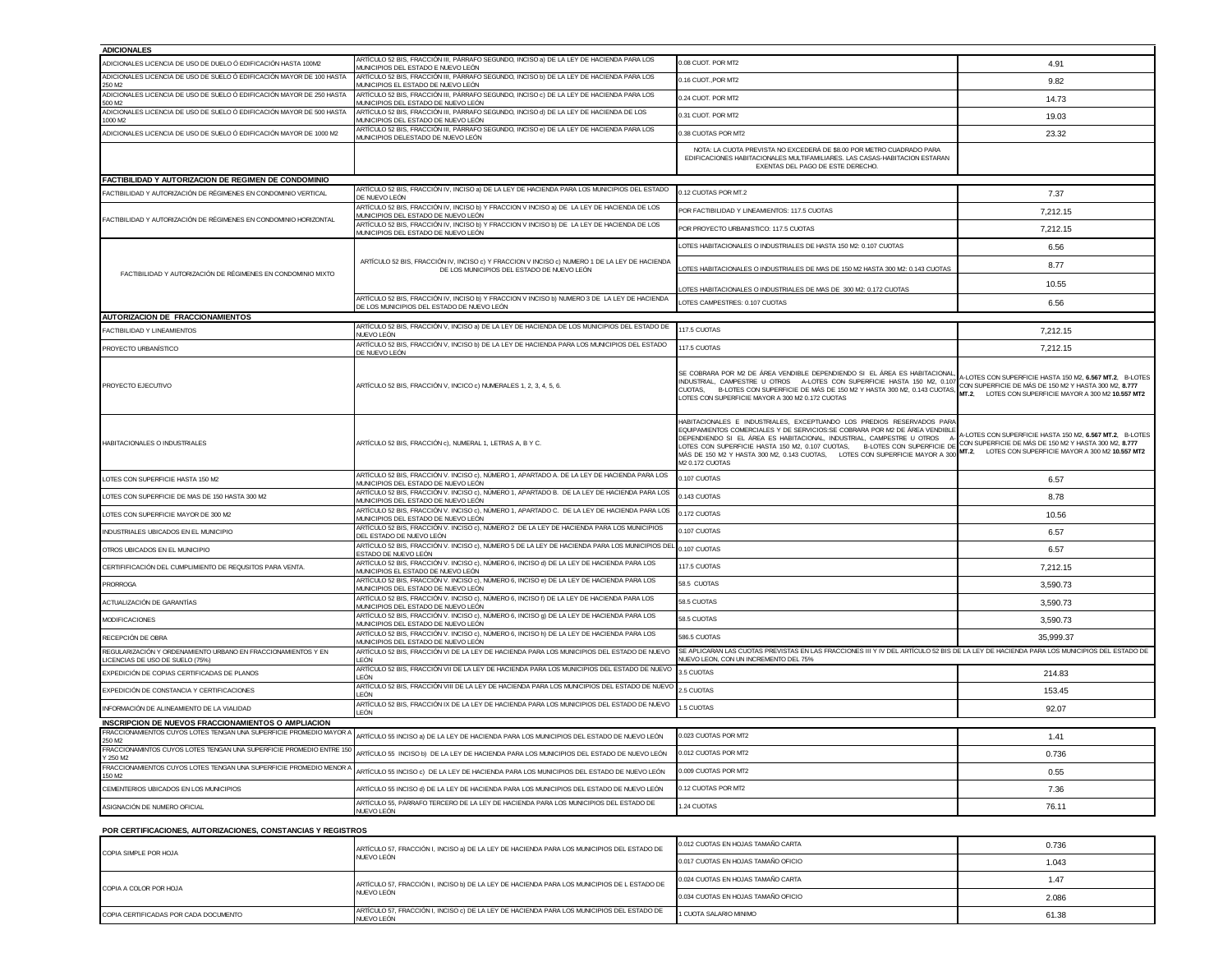| ADICIONALES | | | |
|---|---|---|---|
| ADICIONALES LICENCIA DE USO DE DUELO Ó EDIFICACIÓN HASTA 100M2 | ARTÍCULO 52 BIS, FRACCIÓN III, PÁRRAFO SEGUNDO, INCISO a) DE LA LEY DE HACIENDA PARA LOS MUNICIPIOS DEL ESTADO E NUEVO LEÓN | 0.08 CUOT. POR MT2 | 4.91 |
| ADICIONALES LICENCIA DE USO DE SUELO Ó EDIFICACIÓN MAYOR DE 100 HASTA 250 M2 | ARTÍCULO 52 BIS, FRACCIÓN III, PÁRRAFO SEGUNDO, INCISO b) DE LA LEY DE HACIENDA PARA LOS MUNICIPIOS EL ESTADO DE NUEVO LEÓN | 0.16 CUOT.,POR MT2 | 9.82 |
| ADICIONALES LICENCIA DE USO DE SUELO Ó EDIFICACIÓN MAYOR DE 250 HASTA 500 M2 | ARTÍCULO 52 BIS, FRACCIÓN III, PÁRRAFO SEGUNDO, INCISO c) DE LA LEY DE HACIENDA PARA LOS MUNICIPIOS DEL ESTADO DE NUEVO LEÓN | 0.24 CUOT. POR MT2 | 14.73 |
| ADICIONALES LICENCIA DE USO DE SUELO Ó EDIFICACIÓN MAYOR DE 500 HASTA 1000 M2 | ARTÍCULO 52 BIS, FRACCIÓN III, PÁRRAFO SEGUNDO, INCISO d) DE LA LEY DE HACIENDA DE LOS MUNICIPIOS DEL ESTADO DE NUEVO LEÓN | 0.31 CUOT. POR MT2 | 19.03 |
| ADICIONALES LICENCIA DE USO DE SUELO Ó EDIFICACIÓN MAYOR DE 1000 M2 | ARTÍCULO 52 BIS, FRACCIÓN III, PÁRRAFO SEGUNDO, INCISO e) DE LA LEY DE HACIENDA PARA LOS MUNICIPIOS DELESTADO DE NUEVO LEÓN | 0.38 CUOTAS POR MT2 | 23.32 |
| | | NOTA: LA CUOTA PREVISTA NO EXCEDERÁ DE $8.00 POR METRO CUADRADO PARA EDIFICACIONES HABITACIONALES MULTIFAMILIARES. LAS CASAS-HABITACION ESTARAN EXENTAS DEL PAGO DE ESTE DERECHO. | |
| **FACTIBILIDAD Y AUTORIZACION DE REGIMEN DE CONDOMINIO** | | | |
| FACTIBILIDAD Y AUTORIZACIÓN DE RÉGIMENES EN CONDOMINIO VERTICAL | ARTÍCULO 52 BIS, FRACCIÓN IV, INCISO a) DE LA LEY DE HACIENDA PARA LOS MUNICIPIOS DEL ESTADO DE NUEVO LEÓN | 0.12 CUOTAS POR MT.2 | 7.37 |
| FACTIBILIDAD Y AUTORIZACIÓN DE RÉGIMENES EN CONDOMINIO HORIZONTAL | ARTÍCULO 52 BIS, FRACCIÓN IV, INCISO b) Y FRACCION V INCISO a) DE LA LEY DE HACIENDA DE LOS MUNICIPIOS DEL ESTADO DE NUEVO LEÓN | POR FACTIBILIDAD Y LINEAMIENTOS: 117.5 CUOTAS | 7,212.15 |
| | ARTÍCULO 52 BIS, FRACCIÓN IV, INCISO b) Y FRACCION V INCISO b) DE LA LEY DE HACIENDA DE LOS MUNICIPIOS DEL ESTADO DE NUEVO LEÓN | POR PROYECTO URBANISTICO: 117.5 CUOTAS | 7,212.15 |
| FACTIBILIDAD Y AUTORIZACIÓN DE RÉGIMENES EN CONDOMINIO MIXTO | ARTÍCULO 52 BIS, FRACCIÓN IV, INCISO c) Y FRACCION V INCISO c) NUMERO 1 DE LA LEY DE HACIENDA DE LOS MUNICIPIOS DEL ESTADO DE NUEVO LEÓN | LOTES HABITACIONALES O INDUSTRIALES DE HASTA 150 M2: 0.107 CUOTAS | 6.56 |
| | | LOTES HABITACIONALES O INDUSTRIALES DE MAS DE 150 M2 HASTA 300 M2: 0.143 CUOTAS | 8.77 |
| | | LOTES HABITACIONALES O INDUSTRIALES DE MAS DE 300 M2: 0.172 CUOTAS | 10.55 |
| | ARTÍCULO 52 BIS, FRACCIÓN IV, INCISO b) Y FRACCION V INCISO b) NUMERO 3 DE LA LEY DE HACIENDA DE LOS MUNICIPIOS DEL ESTADO DE NUEVO LEÓN | LOTES CAMPESTRES: 0.107 CUOTAS | 6.56 |
| **AUTORIZACION DE FRACCIONAMIENTOS** | | | |
| FACTIBILIDAD Y LINEAMIENTOS | ARTÍCULO 52 BIS, FRACCIÓN V, INCISO a) DE LA LEY DE HACIENDA DE LOS MUNICIPIOS DEL ESTADO DE NUEVO LEÓN | 117.5 CUOTAS | 7,212.15 |
| PROYECTO URBANÍSTICO | ARTÍCULO 52 BIS, FRACCIÓN V, INCISO b) DE LA LEY DE HACIENDA PARA LOS MUNICIPIOS DEL ESTADO DE NUEVO LEÓN | 117.5 CUOTAS | 7,212.15 |
| PROYECTO EJECUTIVO | ARTÍCULO 52 BIS, FRACCIÓN V, INCICO c) NUMERALES 1, 2, 3, 4, 5, 6. | SE COBRARA POR M2 DE ÁREA VENDIBLE DEPENDIENDO SI EL ÁREA ES HABITACIONAL, INDUSTRIAL, CAMPESTRE U OTROS A-LOTES CON SUPERFICIE HASTA 150 M2, 0.107 CUOTAS, B-LOTES CON SUPERFICIE DE MÁS DE 150 M2 Y HASTA 300 M2, 0.143 CUOTAS, LOTES CON SUPERFICIE MAYOR A 300 M2 0.172 CUOTAS | A-LOTES CON SUPERFICIE HASTA 150 M2, **6.567 MT.2**, B-LOTES CON SUPERFICIE DE MÁS DE 150 M2 Y HASTA 300 M2, **8.777 MT.2**, LOTES CON SUPERFICIE MAYOR A 300 M2 **10.557 MT2** |
| HABITACIONALES O INDUSTRIALES | ARTÍCULO 52 BIS, FRACCIÓN c), NUMERAL 1, LETRAS A, B Y C. | HABITACIONALES E INDUSTRIALES, EXCEPTUANDO LOS PREDIOS RESERVADOS PARA EQUIPAMIENTOS COMERCIALES Y DE SERVICIOS:SE COBRARA POR M2 DE ÁREA VENDIBLE DEPENDIENDO SI EL ÁREA ES HABITACIONAL, INDUSTRIAL, CAMPESTRE U OTROS A-LOTES CON SUPERFICIE HASTA 150 M2, 0.107 CUOTAS, B-LOTES CON SUPERFICIE DE MÁS DE 150 M2 Y HASTA 300 M2, 0.143 CUOTAS, LOTES CON SUPERFICIE MAYOR A 300 M2 0.172 CUOTAS | A-LOTES CON SUPERFICIE HASTA 150 M2, **6.567 MT.2**, B-LOTES CON SUPERFICIE DE MÁS DE 150 M2 Y HASTA 300 M2, **8.777 MT.2**, LOTES CON SUPERFICIE MAYOR A 300 M2 **10.557 MT2** |
| LOTES CON SUPERFICIE HASTA 150 M2 | ARTÍCULO 52 BIS, FRACCIÓN V. INCISO c), NÚMERO 1, APARTADO A. DE LA LEY DE HACIENDA PARA LOS MUNICIPIOS DEL ESTADO DE NUEVO LEÓN | 0.107 CUOTAS | 6.57 |
| LOTES CON SUPERFICIE DE MAS DE 150 HASTA 300 M2 | ARTÍCULO 52 BIS, FRACCIÓN V. INCISO c), NÚMERO 1, APARTADO B. DE LA LEY DE HACIENDA PARA LOS MUNICIPIOS DEL ESTADO DE NUEVO LEÓN | 0.143 CUOTAS | 8.78 |
| LOTES CON SUPERFICIE MAYOR DE 300 M2 | ARTÍCULO 52 BIS, FRACCIÓN V. INCISO c), NÚMERO 1, APARTADO C. DE LA LEY DE HACIENDA PARA LOS MUNICIPIOS DEL ESTADO DE NUEVO LEÓN | 0.172 CUOTAS | 10.56 |
| INDUSTRIALES UBICADOS EN EL MUNICIPIO | ARTÍCULO 52 BIS, FRACCIÓN V. INCISO c), NÚMERO 2 DE LA LEY DE HACIENDA PARA LOS MUNICIPIOS DEL ESTADO DE NUEVO LEÓN | 0.107 CUOTAS | 6.57 |
| OTROS UBICADOS EN EL MUNICIPIO | ARTÍCULO 52 BIS, FRACCIÓN V. INCISO c), NÚMERO 5 DE LA LEY DE HACIENDA PARA LOS MUNICIPIOS DEL ESTADO DE NUEVO LEÓN | 0.107 CUOTAS | 6.57 |
| CERTIFIFICACIÓN DEL CUMPLIMIENTO DE REQUSITOS PARA VENTA. | ARTÍCULO 52 BIS, FRACCIÓN V. INCISO c), NÚMERO 6, INCISO d) DE LA LEY DE HACIENDA PARA LOS MUNICIPIOS EL ESTADO DE NUEVO LEÓN | 117.5 CUOTAS | 7,212.15 |
| PRORROGA | ARTÍCULO 52 BIS, FRACCIÓN V. INCISO c), NÚMERO 6, INCISO e) DE LA LEY DE HACIENDA PARA LOS MUNICIPIOS DEL ESTADO DE NUEVO LEÓN | 58.5 CUOTAS | 3,590.73 |
| ACTUALIZACIÓN DE GARANTÍAS | ARTÍCULO 52 BIS, FRACCIÓN V. INCISO c), NÚMERO 6, INCISO f) DE LA LEY DE HACIENDA PARA LOS MUNICIPIOS DEL ESTADO DE NUEVO LEÓN | 58.5 CUOTAS | 3,590.73 |
| MODIFICACIONES | ARTÍCULO 52 BIS, FRACCIÓN V. INCISO c), NÚMERO 6, INCISO g) DE LA LEY DE HACIENDA PARA LOS MUNICIPIOS DEL ESTADO DE NUEVO LEÓN | 58.5 CUOTAS | 3,590.73 |
| RECEPCIÓN DE OBRA | ARTÍCULO 52 BIS, FRACCIÓN V. INCISO c), NÚMERO 6, INCISO h) DE LA LEY DE HACIENDA PARA LOS MUNICIPIOS DEL ESTADO DE NUEVO LEÓN | 586.5 CUOTAS | 35,999.37 |
| REGULARIZACIÓN Y ORDENAMIENTO URBANO EN FRACCIONAMIENTOS Y EN LICENCIAS DE USO DE SUELO (75%) | ARTÍCULO 52 BIS, FRACCIÓN VI DE LA LEY DE HACIENDA PARA LOS MUNICIPIOS DEL ESTADO DE NUEVO LEÓN | SE APLICARAN LAS CUOTAS PREVISTAS EN LAS FRACCIONES III Y IV DEL ARTÍCULO 52 BIS DE LA LEY DE HACIENDA PARA LOS MUNICIPIOS DEL ESTADO DE NUEVO LEON, CON UN INCREMENTO DEL 75% | |
| EXPEDICIÓN DE COPIAS CERTIFICADAS DE PLANOS | ARTÍCULO 52 BIS, FRACCIÓN VIII DE LA LEY DE HACIENDA PARA LOS MUNICIPIOS DEL ESTADO DE NUEVO LEÓN | 3.5 CUOTAS | 214.83 |
| EXPEDICIÓN DE CONSTANCIA Y CERTIFICACIONES | ARTÍCULO 52 BIS, FRACCIÓN VIII DE LA LEY DE HACIENDA PARA LOS MUNICIPIOS DEL ESTADO DE NUEVO LEÓN | 2.5 CUOTAS | 153.45 |
| INFORMACIÓN DE ALINEAMIENTO DE LA VIALIDAD | ARTÍCULO 52 BIS, FRACCIÓN IX DE LA LEY DE HACIENDA PARA LOS MUNICIPIOS DEL ESTADO DE NUEVO LEÓN | 1.5 CUOTAS | 92.07 |
| **INSCRIPCION DE NUEVOS FRACCIONAMIENTOS O AMPLIACION** | | | |
| FRACCIONAMIENTOS CUYOS LOTES TENGAN UNA SUPERFICIE PROMEDIO MAYOR A 250 M2 | ARTÍCULO 55 INCISO a) DE LA LEY DE HACIENDA PARA LOS MUNICIPIOS DEL ESTADO DE NUEVO LEÓN | 0.023 CUOTAS POR MT2 | 1.41 |
| FRACCIONAMINTOS CUYOS LOTES TENGAN UNA SUPERFICIE PROMEDIO ENTRE 150 Y 250 M2 | ARTÍCULO 55 INCISO b) DE LA LEY DE HACIENDA PARA LOS MUNICIPIOS DEL ESTADO DE NUEVO LEÓN | 0.012 CUOTAS POR MT2 | 0.736 |
| FRACCIONAMIENTOS CUYOS LOTES TENGAN UNA SUPERFICIE PROMEDIO MENOR A 150 M2 | ARTÍCULO 55 INCISO c) DE LA LEY DE HACIENDA PARA LOS MUNICIPIOS DEL ESTADO DE NUEVO LEÓN | 0.009 CUOTAS POR MT2 | 0.55 |
| CEMENTERIOS UBICADOS EN LOS MUNICIPIOS | ARTÍCULO 55 INCISO d) DE LA LEY DE HACIENDA PARA LOS MUNICIPIOS DEL ESTADO DE NUEVO LEÓN | 0.12 CUOTAS POR MT2 | 7.36 |
| ASIGNACIÓN DE NUMERO OFICIAL | ARTÍCULO 55, PÁRRAFO TERCERO DE LA LEY DE HACIENDA PARA LOS MUNICIPIOS DEL ESTADO DE NUEVO LEÓN | 1.24 CUOTAS | 76.11 |

**POR CERTIFICACIONES, AUTORIZACIONES, CONSTANCIAS Y REGISTROS**

| | | | |
|---|---|---|---|
| COPIA SIMPLE POR HOJA | ARTÍCULO 57, FRACCIÓN I, INCISO a) DE LA LEY DE HACIENDA PARA LOS MUNICIPIOS DEL ESTADO DE NUEVO LEÓN | 0.012 CUOTAS EN HOJAS TAMAÑO CARTA | 0.736 |
| | | 0.017 CUOTAS EN HOJAS TAMAÑO OFICIO | 1.043 |
| COPIA A COLOR POR HOJA | ARTÍCULO 57, FRACCIÓN I, INCISO b) DE LA LEY DE HACIENDA PARA LOS MUNICIPIOS DE L ESTADO DE NUEVO LEÓN | 0.024 CUOTAS EN HOJAS TAMAÑO CARTA | 1.47 |
| | | 0.034 CUOTAS EN HOJAS TAMAÑO OFICIO | 2.086 |
| COPIA CERTIFICADAS POR CADA DOCUMENTO | ARTÍCULO 57, FRACCIÓN I, INCISO c) DE LA LEY DE HACIENDA PARA LOS MUNICIPIOS DEL ESTADO DE NUEVO LEÓN | 1 CUOTA SALARIO MINIMO | 61.38 |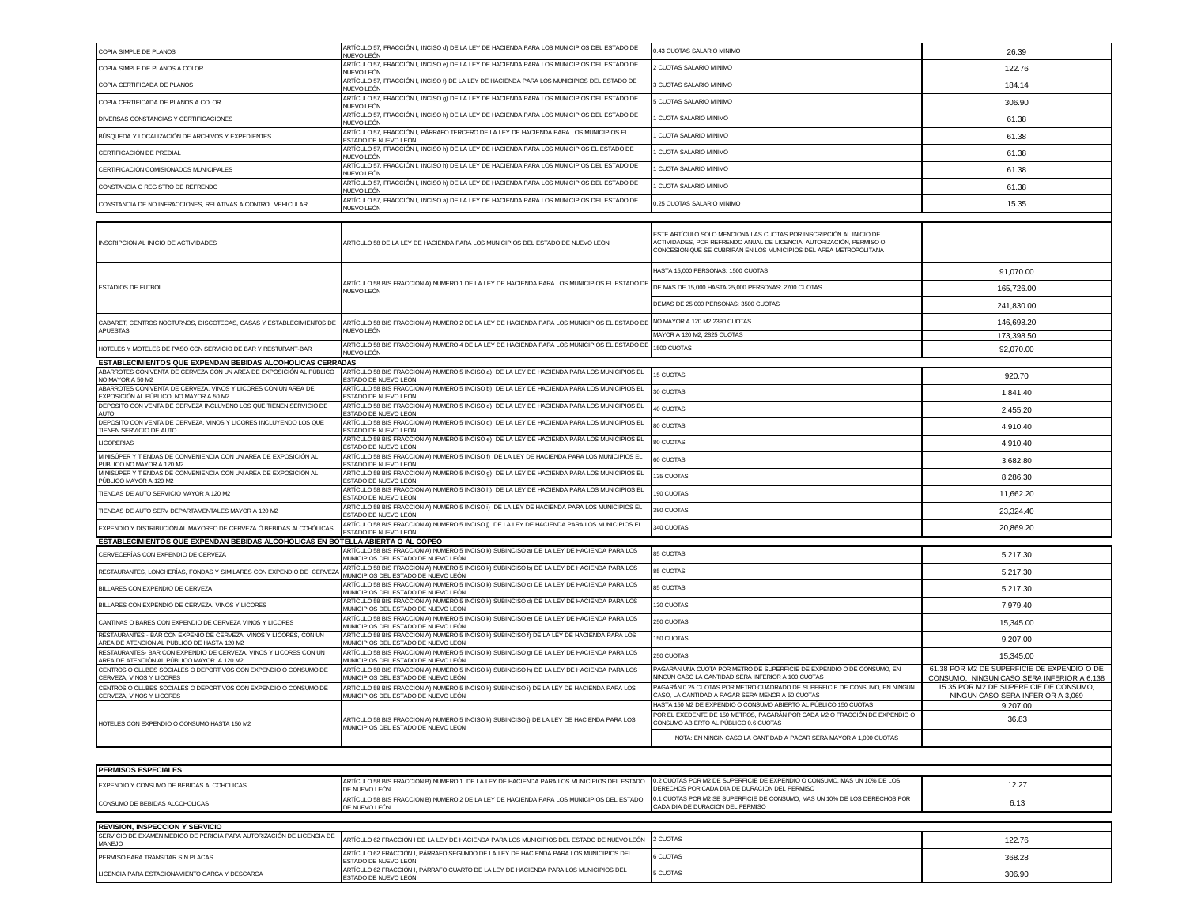| | | | |
|---|---|---|---|
| COPIA SIMPLE DE PLANOS | ARTÍCULO 57, FRACCIÓN I, INCISO d) DE LA LEY DE HACIENDA PARA LOS MUNICIPIOS DEL ESTADO DE NUEVO LEÓN | 0.43 CUOTAS SALARIO MINIMO | 26.39 |
| COPIA SIMPLE DE PLANOS A COLOR | ARTÍCULO 57, FRACCIÓN I, INCISO e) DE LA LEY DE HACIENDA PARA LOS MUNICIPIOS DEL ESTADO DE NUEVO LEÓN | 2 CUOTAS SALARIO MINIMO | 122.76 |
| COPIA CERTIFICADA DE PLANOS | ARTÍCULO 57, FRACCIÓN I, INCISO f) DE LA LEY DE HACIENDA PARA LOS MUNICIPIOS DEL ESTADO DE NUEVO LEÓN | 3 CUOTAS SALARIO MINIMO | 184.14 |
| COPIA CERTIFICADA DE PLANOS A COLOR | ARTÍCULO 57, FRACCIÓN I, INCISO g) DE LA LEY DE HACIENDA PARA LOS MUNICIPIOS DEL ESTADO DE NUEVO LEÓN | 5 CUOTAS SALARIO MINIMO | 306.90 |
| DIVERSAS CONSTANCIAS Y CERTIFICACIONES | ARTÍCULO 57, FRACCIÓN I, INCISO h) DE LA LEY DE HACIENDA PARA LOS MUNICIPIOS DEL ESTADO DE NUEVO LEÓN | 1 CUOTA SALARIO MINIMO | 61.38 |
| BÚSQUEDA Y LOCALIZACIÓN DE ARCHIVOS Y EXPEDIENTES | ARTÍCULO 57, FRACCIÓN I, PÁRRAFO TERCERO DE LA LEY DE HACIENDA PARA LOS MUNICIPIOS EL ESTADO DE NUEVO LEÓN | 1 CUOTA SALARIO MINIMO | 61.38 |
| CERTIFICACIÓN DE PREDIAL | ARTÍCULO 57, FRACCIÓN I, INCISO h) DE LA LEY DE HACIENDA PARA LOS MUNICIPIOS EL ESTADO DE NUEVO LEÓN | 1 CUOTA SALARIO MINIMO | 61.38 |
| CERTIFICACIÓN COMISIONADOS MUNICIPALES | ARTÍCULO 57, FRACCIÓN I, INCISO h) DE LA LEY DE HACIENDA PARA LOS MUNICIPIOS DEL ESTADO DE NUEVO LEÓN | 1 CUOTA SALARIO MINIMO | 61.38 |
| CONSTANCIA O REGISTRO DE REFRENDO | ARTÍCULO 57, FRACCIÓN I, INCISO h) DE LA LEY DE HACIENDA PARA LOS MUNICIPIOS DEL ESTADO DE NUEVO LEÓN | 1 CUOTA SALARIO MINIMO | 61.38 |
| CONSTANCIA DE NO INFRACCIONES, RELATIVAS A CONTROL VEHICULAR | ARTÍCULO 57, FRACCIÓN I, INCISO a) DE LA LEY DE HACIENDA PARA LOS MUNICIPIOS DEL ESTADO DE NUEVO LEÓN | 0.25 CUOTAS SALARIO MINIMO | 15.35 |

| | | | |
|---|---|---|---|
| INSCRIPCIÓN AL INICIO DE ACTIVIDADES | ARTÍCULO 58 DE LA LEY DE HACIENDA PARA LOS MUNICIPIOS DEL ESTADO DE NUEVO LEÓN | ESTE ARTÍCULO SOLO MENCIONA LAS CUOTAS POR INSCRIPCIÓN AL INICIO DE ACTIVIDADES, POR REFRENDO ANUAL DE LICENCIA, AUTORIZACIÓN, PERMISO O CONCESIÓN QUE SE CUBRIRÁN EN LOS MUNICIPIOS DEL ÁREA METROPOLITANA | |
| ESTADIOS DE FUTBOL | ARTÍCULO 58 BIS FRACCION A) NUMERO 1 DE LA LEY DE HACIENDA PARA LOS MUNICIPIOS EL ESTADO DE NUEVO LEÓN | HASTA 15,000 PERSONAS: 1500 CUOTAS | 91,070.00 |
| | | DE MAS DE 15,000 HASTA 25,000 PERSONAS: 2700 CUOTAS | 165,726.00 |
| | | DEMAS DE 25,000 PERSONAS: 3500 CUOTAS | 241,830.00 |
| CABARET, CENTROS NOCTURNOS, DISCOTECAS, CASAS Y ESTABLECIMIENTOS DE APUESTAS | ARTÍCULO 58 BIS FRACCION A) NUMERO 2 DE LA LEY DE HACIENDA PARA LOS MUNICIPIOS EL ESTADO DE NUEVO LEÓN | NO MAYOR A 120 M2 2390 CUOTAS | 146,698.20 |
| | | MAYOR A 120 M2, 2825 CUOTAS | 173,398.50 |
| HOTELES Y MOTELES DE PASO CON SERVICIO DE BAR Y RESTURANT-BAR | ARTÍCULO 58 BIS FRACCION A) NUMERO 4 DE LA LEY DE HACIENDA PARA LOS MUNICIPIOS EL ESTADO DE NUEVO LEÓN | 1500 CUOTAS | 92,070.00 |
| **ESTABLECIMIENTOS QUE EXPENDAN BEBIDAS ALCOHOLICAS CERRADAS** | | | |
| ABARROTES CON VENTA DE CERVEZA CON UN AREA DE EXPOSICIÓN AL PÚBLICO NO MAYOR A 50 M2 | ARTÍCULO 58 BIS FRACCION A) NUMERO 5 INCISO a) DE LA LEY DE HACIENDA PARA LOS MUNICIPIOS EL ESTADO DE NUEVO LEÓN | 15 CUOTAS | 920.70 |
| ABARROTES CON VENTA DE CERVEZA, VINOS Y LICORES CON UN AREA DE EXPOSICIÓN AL PÚBLICO, NO MAYOR A 50 M2 | ARTÍCULO 58 BIS FRACCION A) NUMERO 5 INCISO b) DE LA LEY DE HACIENDA PARA LOS MUNICIPIOS EL ESTADO DE NUEVO LEÓN | 30 CUOTAS | 1,841.40 |
| DEPOSITO CON VENTA DE CERVEZA INCLUYENO LOS QUE TIENEN SERVICIO DE AUTO | ARTÍCULO 58 BIS FRACCION A) NUMERO 5 INCISO c) DE LA LEY DE HACIENDA PARA LOS MUNICIPIOS EL ESTADO DE NUEVO LEÓN | 40 CUOTAS | 2,455.20 |
| DEPOSITO CON VENTA DE CERVEZA, VINOS Y LICORES INCLUYENDO LOS QUE TIENEN SERVICIO DE AUTO | ARTÍCULO 58 BIS FRACCION A) NUMERO 5 INCISO d) DE LA LEY DE HACIENDA PARA LOS MUNICIPIOS EL ESTADO DE NUEVO LEÓN | 80 CUOTAS | 4,910.40 |
| LICORERÍAS | ARTÍCULO 58 BIS FRACCION A) NUMERO 5 INCISO e) DE LA LEY DE HACIENDA PARA LOS MUNICIPIOS EL ESTADO DE NUEVO LEÓN | 80 CUOTAS | 4,910.40 |
| MINISÚPER Y TIENDAS DE CONVENIENCIA CON UN AREA DE EXPOSICIÓN AL PÚBLICO NO MAYOR A 120 M2 | ARTÍCULO 58 BIS FRACCION A) NUMERO 5 INCISO f) DE LA LEY DE HACIENDA PARA LOS MUNICIPIOS EL ESTADO DE NUEVO LEÓN | 60 CUOTAS | 3,682.80 |
| MINISÚPER Y TIENDAS DE CONVENIENCIA CON UN AREA DE EXPOSICIÓN AL PÚBLICO MAYOR A 120 M2 | ARTÍCULO 58 BIS FRACCION A) NUMERO 5 INCISO g) DE LA LEY DE HACIENDA PARA LOS MUNICIPIOS EL ESTADO DE NUEVO LEÓN | 135 CUOTAS | 8,286.30 |
| TIENDAS DE AUTO SERVICIO MAYOR A 120 M2 | ARTÍCULO 58 BIS FRACCION A) NUMERO 5 INCISO h) DE LA LEY DE HACIENDA PARA LOS MUNICIPIOS EL ESTADO DE NUEVO LEÓN | 190 CUOTAS | 11,662.20 |
| TIENDAS DE AUTO SERV DEPARTAMENTALES MAYOR A 120 M2 | ARTÍCULO 58 BIS FRACCION A) NUMERO 5 INCISO i) DE LA LEY DE HACIENDA PARA LOS MUNICIPIOS EL ESTADO DE NUEVO LEÓN | 380 CUOTAS | 23,324.40 |
| EXPENDIO Y DISTRIBUCIÓN AL MAYOREO DE CERVEZA Ó BEBIDAS ALCOHÓLICAS | ARTÍCULO 58 BIS FRACCION A) NUMERO 5 INCISO j) DE LA LEY DE HACIENDA PARA LOS MUNICIPIOS EL ESTADO DE NUEVO LEÓN | 340 CUOTAS | 20,869.20 |
| **ESTABLECIMIENTOS QUE EXPENDAN BEBIDAS ALCOHOLICAS EN BOTELLA ABIERTA O AL COPEO** | | | |
| CERVECERÍAS CON EXPENDIO DE CERVEZA | ARTÍCULO 58 BIS FRACCION A) NUMERO 5 INCISO k) SUBINCISO a) DE LA LEY DE HACIENDA PARA LOS MUNICIPIOS DEL ESTADO DE NUEVO LEÓN | 85 CUOTAS | 5,217.30 |
| RESTAURANTES, LONCHERÍAS, FONDAS Y SIMILARES CON EXPENDIO DE CERVEZA | ARTÍCULO 58 BIS FRACCION A) NUMERO 5 INCISO k) SUBINCISO b) DE LA LEY DE HACIENDA PARA LOS MUNICIPIOS DEL ESTADO DE NUEVO LEÓN | 85 CUOTAS | 5,217.30 |
| BILLARES CON EXPENDIO DE CERVEZA | ARTÍCULO 58 BIS FRACCION A) NUMERO 5 INCISO k) SUBINCISO c) DE LA LEY DE HACIENDA PARA LOS MUNICIPIOS DEL ESTADO DE NUEVO LEÓN | 85 CUOTAS | 5,217.30 |
| BILLARES CON EXPENDIO DE CERVEZA. VINOS Y LICORES | ARTÍCULO 58 BIS FRACCION A) NUMERO 5 INCISO k) SUBINCISO d) DE LA LEY DE HACIENDA PARA LOS MUNICIPIOS DEL ESTADO DE NUEVO LEÓN | 130 CUOTAS | 7,979.40 |
| CANTINAS O BARES CON EXPENDIO DE CERVEZA VINOS Y LICORES | ARTÍCULO 58 BIS FRACCION A) NUMERO 5 INCISO k) SUBINCISO e) DE LA LEY DE HACIENDA PARA LOS MUNICIPIOS DEL ESTADO DE NUEVO LEÓN | 250 CUOTAS | 15,345.00 |
| RESTAURANTES - BAR CON EXPENIO DE CERVEZA, VINOS Y LICORES, CON UN ÁREA DE ATENCIÓN AL PÚBLICO DE HASTA 120 M2 | ARTÍCULO 58 BIS FRACCION A) NUMERO 5 INCISO k) SUBINCISO f) DE LA LEY DE HACIENDA PARA LOS MUNICIPIOS DEL ESTADO DE NUEVO LEÓN | 150 CUOTAS | 9,207.00 |
| RESTAURANTES- BAR CON EXPENDIO DE CERVEZA, VINOS Y LICORES CON UN AREA DE ATENCIÓN AL PÚBLICO MAYOR A 120 M2 | ARTÍCULO 58 BIS FRACCION A) NUMERO 5 INCISO k) SUBINCISO g) DE LA LEY DE HACIENDA PARA LOS MUNICIPIOS DEL ESTADO DE NUEVO LEÓN | 250 CUOTAS | 15,345.00 |
| CENTROS O CLUBES SOCIALES O DEPORTIVOS CON EXPENDIO O CONSUMO DE CERVEZA, VINOS Y LICORES | ARTÍCULO 58 BIS FRACCION A) NUMERO 5 INCISO k) SUBINCISO h) DE LA LEY DE HACIENDA PARA LOS MUNICIPIOS DEL ESTADO DE NUEVO LEÓN | PAGARÁN UNA CUOTA POR METRO DE SUPERFICIE DE EXPENDIO O DE CONSUMO, EN NINGÚN CASO LA CANTIDAD SERÁ INFERIOR A 100 CUOTAS | 61.38 POR M2 DE SUPERFICIE DE EXPENDIO O DE CONSUMO, NINGUN CASO SERA INFERIOR A 6,138 |
| CENTROS O CLUBES SOCIALES O DEPORTIVOS CON EXPENDIO O CONSUMO DE CERVEZA, VINOS Y LICORES | ARTÍCULO 58 BIS FRACCION A) NUMERO 5 INCISO k) SUBINCISO i) DE LA LEY DE HACIENDA PARA LOS MUNICIPIOS DEL ESTADO DE NUEVO LEÓN | PAGARÁN 0.25 CUOTAS POR METRO CUADRADO DE SUPERFICIE DE CONSUMO, EN NINGUN CASO, LA CANTIDAD A PAGAR SERA MENOR A 50 CUOTAS | 15.35 POR M2 DE SUPERFICIE DE CONSUMO, NINGUN CASO SERA INFERIOR A 3,069 |
| HOTELES CON EXPENDIO O CONSUMO HASTA 150 M2 | ARTÍCULO 58 BIS FRACCION A) NUMERO 5 INCISO k) SUBINCISO j) DE LA LEY DE HACIENDA PARA LOS MUNICIPIOS DEL ESTADO DE NUEVO LEÓN | HASTA 150 M2 DE EXPENDIO O CONSUMO ABIERTO AL PÚBLICO 150 CUOTAS | 9,207.00 |
| | | POR EL EXEDENTE DE 150 METROS, PAGARÁN POR CADA M2 O FRACCIÓN DE EXPENDIO O CONSUMO ABIERTO AL PÚBLICO 0.6 CUOTAS | 36.83 |
| | | NOTA: EN NINGIN CASO LA CANTIDAD A PAGAR SERA MAYOR A 1,000 CUOTAS | |

| | | | |
|---|---|---|---|
| **PERMISOS ESPECIALES** | | | |
| EXPENDIO Y CONSUMO DE BEBIDAS ALCOHOLICAS | ARTÍCULO 58 BIS FRACCION B) NUMERO 1 DE LA LEY DE HACIENDA PARA LOS MUNICIPIOS DEL ESTADO DE NUEVO LEÓN | 0.2 CUOTAS POR M2 DE SUPERFICIE DE EXPENDIO O CONSUMO, MAS UN 10% DE LOS DERECHOS POR CADA DIA DE DURACION DEL PERMISO | 12.27 |
| CONSUMO DE BEBIDAS ALCOHOLICAS | ARTÍCULO 58 BIS FRACCION B) NUMERO 2 DE LA LEY DE HACIENDA PARA LOS MUNICIPIOS DEL ESTADO DE NUEVO LEÓN | 0.1 CUOTAS POR M2 DE SUPERFICIE DE CONSUMO, MAS UN 10% DE LOS DERECHOS POR CADA DIA DE DURACION DEL PERMISO | 6.13 |

| | | | |
|---|---|---|---|
| **REVISION, INSPECCION Y SERVICIO** | | | |
| SERVICIO DE EXAMEN MEDICO DE PERICIA PARA AUTORIZACIÓN DE LICENCIA DE MANEJO | ARTÍCULO 62 FRACCIÓN I DE LA LEY DE HACIENDA PARA LOS MUNICIPIOS DEL ESTADO DE NUEVO LEÓN | 2 CUOTAS | 122.76 |
| PERMISO PARA TRANSITAR SIN PLACAS | ARTÍCULO 62 FRACCIÓN I, PÁRRAFO SEGUNDO DE LA LEY DE HACIENDA PARA LOS MUNICIPIOS DEL ESTADO DE NUEVO LEÓN | 6 CUOTAS | 368.28 |
| LICENCIA PARA ESTACIONAMIENTO CARGA Y DESCARGA | ARTÍCULO 62 FRACCIÓN I, PÁRRAFO CUARTO DE LA LEY DE HACIENDA PARA LOS MUNICIPIOS DEL ESTADO DE NUEVO LEÓN | 5 CUOTAS | 306.90 |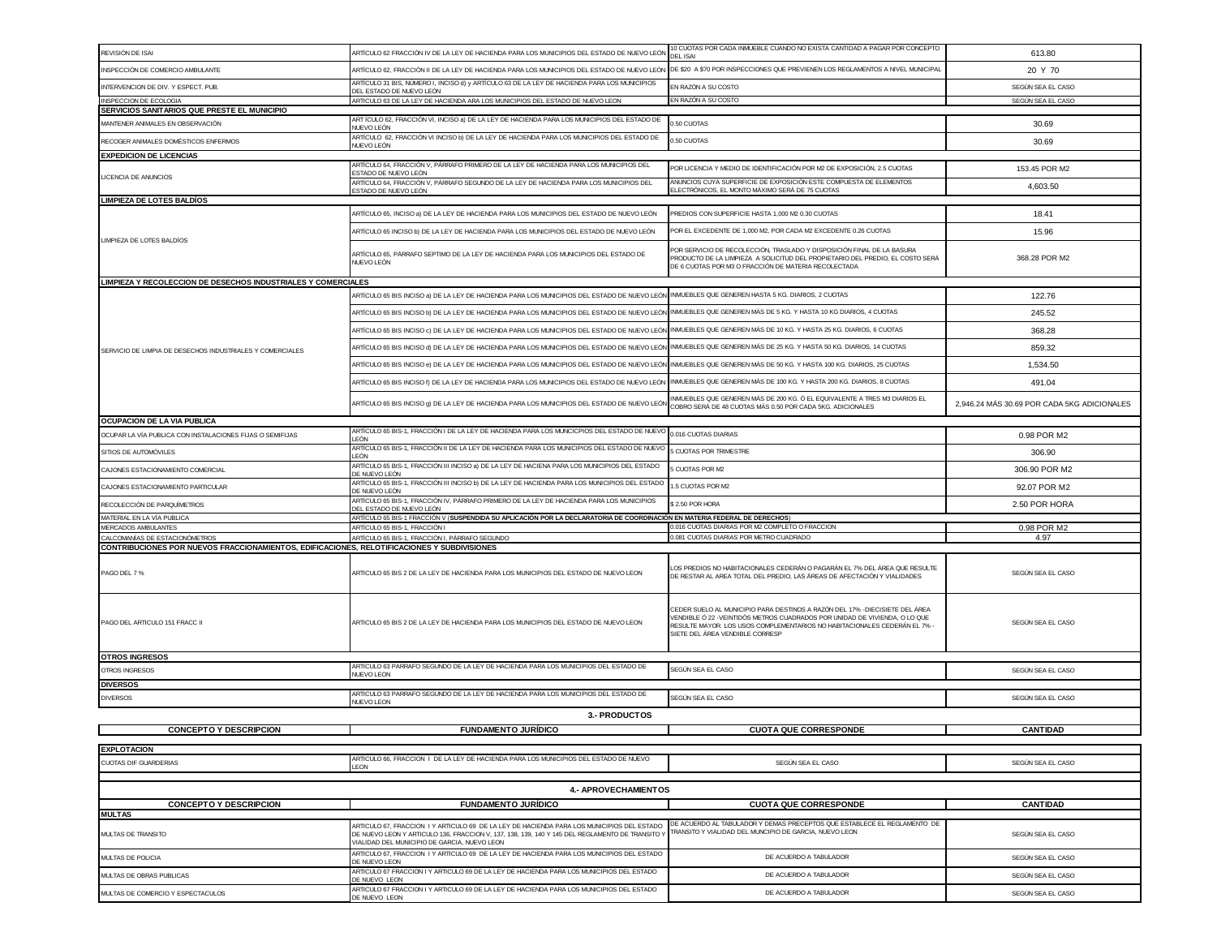| | | | |
|---|---|---|---|
| REVISIÓN DE ISAI | ARTÍCULO 62 FRACCIÓN IV DE LA LEY DE HACIENDA PARA LOS MUNICIPIOS DEL ESTADO DE NUEVO LEÓN | 10 CUOTAS POR CADA INMUEBLE CUANDO NO EXISTA CANTIDAD A PAGAR POR CONCEPTO DEL ISAI | 613.80 |
| INSPECCIÓN DE COMERCIO AMBULANTE | ARTÍCULO 62, FRACCIÓN II DE LA LEY DE HACIENDA PARA LOS MUNICIPIOS DEL ESTADO DE NUEVO LEÓN | DE $20 A $70 POR INSPECCIONES QUE PREVIENEN LOS REGLAMENTOS A NIVEL MUNICIPAL | 20 Y 70 |
| INTERVENCION DE DIV. Y ESPECT. PUB. | ARTÍCULO 31 BIS, NÚMERO I, INCISO d) y ARTÍCULO 63 DE LA LEY DE HACIENDA PARA LOS MUNICIPIOS DEL ESTADO DE NUEVO LEÓN | EN RAZÓN A SU COSTO | SEGÚN SEA EL CASO |
| INSPECCION DE ECOLOGIA | ARTICULO 63 DE LA LEY DE HACIENDA ARA LOS MUNICIPIOS DEL ESTADO DE NUEVO LEON | EN RAZÓN A SU COSTO | SEGÚN SEA EL CASO |
| **SERVICIOS SANITARIOS QUE PRESTE EL MUNICIPIO** | | | |
| MANTENER ANIMALES EN OBSERVACIÓN | ARTÍCULO 62, FRACCIÓN VI, INCISO a) DE LA LEY DE HACIENDA PARA LOS MUNICIPIOS DEL ESTADO DE NUEVO LEÓN | 0.50 CUOTAS | 30.69 |
| RECOGER ANIMALES DOMÉSTICOS ENFERMOS | ARTÍCULO 62, FRACCIÓN VI INCISO b) DE LA LEY DE HACIENDA PARA LOS MUNICIPIOS DEL ESTADO DE NUEVO LEÓN | 0.50 CUOTAS | 30.69 |
| **EXPEDICION DE LICENCIAS** | | | |
| LICENCIA DE ANUNCIOS | ARTÍCULO 64, FRACCIÓN V, PÁRRAFO PRIMERO DE LA LEY DE HACIENDA PARA LOS MUNICIPIOS DEL ESTADO DE NUEVO LEÓN | POR LICENCIA Y MEDIO DE IDENTIFICACIÓN POR M2 DE EXPOSICIÓN, 2.5 CUOTAS | 153.45 POR M2 |
| | ARTÍCULO 64, FRACCIÓN V, PÁRRAFO SEGUNDO DE LA LEY DE HACIENDA PARA LOS MUNICIPIOS DEL ESTADO DE NUEVO LEÓN | ANUNCIOS CUYA SUPERFICIE DE EXPOSICIÓN ESTE COMPUESTA DE ELEMENTOS ELECTRÓNICOS, EL MONTO MÁXIMO SERÁ DE 75 CUOTAS | 4,603.50 |
| **LIMPIEZA DE LOTES BALDÍOS** | | | |
| LIMPIEZA DE LOTES BALDÍOS | ARTÍCULO 65, INCISO a) DE LA LEY DE HACIENDA PARA LOS MUNICIPIOS DEL ESTADO DE NUEVO LEÓN | PREDIOS CON SUPERFICIE HASTA 1,000 M2 0.30 CUOTAS | 18.41 |
| | ARTÍCULO 65 INCISO b) DE LA LEY DE HACIENDA PARA LOS MUNICIPIOS DEL ESTADO DE NUEVO LEÓN | POR EL EXCEDENTE DE 1,000 M2, POR CADA M2 EXCEDENTE 0.26 CUOTAS | 15.96 |
| | ARTÍCULO 65, PÁRRAFO SEPTIMO DE LA LEY DE HACIENDA PARA LOS MUNICIPIOS DEL ESTADO DE NUEVO LEÓN | POR SERVICIO DE RECOLECCIÓN, TRASLADO Y DISPOSICIÓN FINAL DE LA BASURA PRODUCTO DE LA LIMPIEZA A SOLICITUD DEL PROPIETARIO DEL PREDIO, EL COSTO SERÁ DE 6 CUOTAS POR M3 O FRACCIÓN DE MATERIA RECOLECTADA | 368.28 POR M2 |
| **LIMPIEZA Y RECOLECCION DE DESECHOS INDUSTRIALES Y COMERCIALES** | | | |
| SERVICIO DE LIMPIA DE DESECHOS INDUSTRIALES Y COMERCIALES | ARTÍCULO 65 BIS INCISO a) DE LA LEY DE HACIENDA PARA LOS MUNICIPIOS DEL ESTADO DE NUEVO LEÓN | INMUEBLES QUE GENEREN HASTA 5 KG. DIARIOS, 2 CUOTAS | 122.76 |
| | ARTÍCULO 65 BIS INCISO b) DE LA LEY DE HACIENDA PARA LOS MUNICIPIOS DEL ESTADO DE NUEVO LEÓN | INMUEBLES QUE GENEREN MÁS DE 5 KG. Y HASTA 10 KG DIARIOS, 4 CUOTAS | 245.52 |
| | ARTÍCULO 65 BIS INCISO c) DE LA LEY DE HACIENDA PARA LOS MUNICIPIOS DEL ESTADO DE NUEVO LEÓN | INMUEBLES QUE GENEREN MÁS DE 10 KG. Y HASTA 25 KG. DIARIOS, 6 CUOTAS | 368.28 |
| | ARTÍCULO 65 BIS INCISO d) DE LA LEY DE HACIENDA PARA LOS MUNICIPIOS DEL ESTADO DE NUEVO LEÓN | INMUEBLES QUE GENEREN MÁS DE 25 KG. Y HASTA 50 KG. DIARIOS, 14 CUOTAS | 859.32 |
| | ARTÍCULO 65 BIS INCISO e) DE LA LEY DE HACIENDA PARA LOS MUNICIPIOS DEL ESTADO DE NUEVO LEÓN | INMUEBLES QUE GENEREN MÁS DE 50 KG. Y HASTA 100 KG. DIARIOS, 25 CUOTAS | 1,534.50 |
| | ARTÍCULO 65 BIS INCISO f) DE LA LEY DE HACIENDA PARA LOS MUNICIPIOS DEL ESTADO DE NUEVO LEÓN | INMUEBLES QUE GENEREN MÁS DE 100 KG. Y HASTA 200 KG. DIARIOS, 8 CUOTAS | 491.04 |
| | ARTÍCULO 65 BIS INCISO g) DE LA LEY DE HACIENDA PARA LOS MUNICIPIOS DEL ESTADO DE NUEVO LEÓN | INMUEBLES QUE GENEREN MÁS DE 200 KG. Ó EL EQUIVALENTE A TRES M3 DIARIOS EL COBRO SERÁ DE 48 CUOTAS MÁS 0.50 POR CADA 5KG. ADICIONALES | 2,946.24 MÁS 30.69 POR CADA 5KG ADICIONALES |
| **OCUPACION DE LA VIA PUBLICA** | | | |
| OCUPAR LA VÍA PUBLICA CON INSTALACIONES FIJAS O SEMIFIJAS | ARTÍCULO 65 BIS-1, FRACCIÓN I DE LA LEY DE HACIENDA PARA LOS MUNCICPIOS DEL ESTADO DE NUEVO LEÓN | 0.016 CUOTAS DIARIAS | 0.98 POR M2 |
| SITIOS DE AUTOMÓVILES | ARTÍCULO 65 BIS-1, FRACCIÓN II DE LA LEY DE HACIENDA PARA LOS MUNICIPIOS DEL ESTADO DE NUEVO LEÓN | 5 CUOTAS POR TRIMESTRE | 306.90 |
| CAJONES ESTACIONAMIENTO COMERCIAL | ARTÍCULO 65 BIS-1, FRACCIÓN III INCISO a) DE LA LEY DE HACIENA PARA LOS MUNICIPIOS DEL ESTADO DE NUEVO LEÓN | 5 CUOTAS POR M2 | 306.90 POR M2 |
| CAJONES ESTACIONAMIENTO PARTICULAR | ARTÍCULO 65 BIS-1, FRACCIÓN III INCISO b) DE LA LEY DE HACIENDA PARA LOS MUNICIPIOS DEL ESTADO DE NUEVO LEÓN | 1.5 CUOTAS POR M2 | 92.07 POR M2 |
| RECOLECCIÓN DE PARQUÍMETROS | ARTÍCULO 65 BIS-1, FRACCIÓN IV, PÁRRAFO PRIMERO DE LA LEY DE HACIENDA PARA LOS MUNICIPIOS DEL ESTADO DE NUEVO LEÓN | $ 2.50 POR HORA | 2.50 POR HORA |
| MATERIAL EN LA VÍA PUBLICA | ARTÍCULO 65 BIS-1 FRACCIÓN V (**SUSPENDIDA SU APLICACIÓN POR LA DECLARATORIA DE COORDINACIÓN EN MATERIA FEDERAL DE DERECHOS**) | | |
| MERCADOS AMBULANTES | ARTÍCULO 65 BIS-1, FRACCIÓN I | 0.016 CUOTAS DIARIAS POR M2 COMPLETO O FRACCION | 0.98 POR M2 |
| CALCOMANÍAS DE ESTACIONÓMETROS | ARTÍCULO 65 BIS-1, FRACCIÓN I, PÁRRAFO SEGUNDO | 0.081 CUOTAS DIARIAS POR METRO CUADRADO | 4.97 |
| **CONTRIBUCIONES POR NUEVOS FRACCIONAMIENTOS, EDIFICACIONES, RELOTIFICACIONES Y SUBDIVISIONES** | | | |
| PAGO DEL 7 % | ARTICULO 65 BIS 2 DE LA LEY DE HACIENDA PARA LOS MUNICIPIOS DEL ESTADO DE NUEVO LEON | LOS PREDIOS NO HABITACIONALES CEDERÁN O PAGARÁN EL 7% DEL ÁREA QUE RESULTE DE RESTAR AL AREA TOTAL DEL PREDIO, LAS ÁREAS DE AFECTACIÓN Y VIALIDADES | SEGÚN SEA EL CASO |
| PAGO DEL ARTICULO 151 FRACC II | ARTICULO 65 BIS 2 DE LA LEY DE HACIENDA PARA LOS MUNICIPIOS DEL ESTADO DE NUEVO LEON | CEDER SUELO AL MUNICIPIO PARA DESTINOS A RAZÓN DEL 17% -DIECISIETE DEL ÁREA VENDIBLE Ó 22 -VEINTIDÓS METROS CUADRADOS POR UNIDAD DE VIVIENDA, O LO QUE RESULTE MAYOR. LOS USOS COMPLEMENTARIOS NO HABITACIONALES CEDERÁN EL 7% - SIETE DEL ÁREA VENDIBLE CORRESP | SEGÚN SEA EL CASO |
| **OTROS INGRESOS** | | | |
| OTROS INGRESOS | ARTICULO 63 PARRAFO SEGUNDO DE LA LEY DE HACIENDA PARA LOS MUNICIPIOS DEL ESTADO DE NUEVO LEON | SEGÚN SEA EL CASO | SEGÚN SEA EL CASO |
| **DIVERSOS** | | | |
| DIVERSOS | ARTICULO 63 PARRAFO SEGUNDO DE LA LEY DE HACIENDA PARA LOS MUNICIPIOS DEL ESTADO DE NUEVO LEON | SEGÚN SEA EL CASO | SEGÚN SEA EL CASO |

## 3.- PRODUCTOS

| CONCEPTO Y DESCRIPCION | FUNDAMENTO JURÍDICO | CUOTA QUE CORRESPONDE | CANTIDAD |
|---|---|---|---|
| **EXPLOTACION** | | | |
| CUOTAS DIF GUARDERIAS | ARTICULO 66, FRACCION I DE LA LEY DE HACIENDA PARA LOS MUNICIPIOS DEL ESTADO DE NUEVO LEON | SEGÚN SEA EL CASO | SEGÚN SEA EL CASO |

## 4.- APROVECHAMIENTOS

| CONCEPTO Y DESCRIPCION | FUNDAMENTO JURÍDICO | CUOTA QUE CORRESPONDE | CANTIDAD |
|---|---|---|---|
| **MULTAS** | | | |
| MULTAS DE TRANSITO | ARTICULO 67, FRACCION I Y ARTICULO 69 DE LA LEY DE HACIENDA PARA LOS MUNICIPIOS DEL ESTADO DE NUEVO LEON Y ARTICULO 136, FRACCION V, 137, 138, 139, 140 Y 145 DEL REGLAMENTO DE TRANSITO Y VIALIDAD DEL MUNICIPIO DE GARCIA, NUEVO LEON | DE ACUERDO AL TABULADOR Y DEMAS PRECEPTOS QUE ESTABLECE EL REGLAMENTO DE TRANSITO Y VIALIDAD DEL MUNCIPIO DE GARCIA, NUEVO LEON | SEGÚN SEA EL CASO |
| MULTAS DE POLICIA | ARTICULO 67, FRACCION I Y ARTICULO 69 DE LA LEY DE HACIENDA PARA LOS MUNICIPIOS DEL ESTADO DE NUEVO LEON | DE ACUERDO A TABULADOR | SEGÚN SEA EL CASO |
| MULTAS DE OBRAS PUBLICAS | ARTICULO 67 FRACCION I Y ARTICULO 69 DE LA LEY DE HACIENDA PARA LOS MUNICIPIOS DEL ESTADO DE NUEVO LEON | DE ACUERDO A TABULADOR | SEGÚN SEA EL CASO |
| MULTAS DE COMERCIO Y ESPECTACULOS | ARTICULO 67 FRACCION I Y ARTICULO 69 DE LA LEY DE HACIENDA PARA LOS MUNICIPIOS DEL ESTADO DE NUEVO LEON | DE ACUERDO A TABULADOR | SEGÚN SEA EL CASO |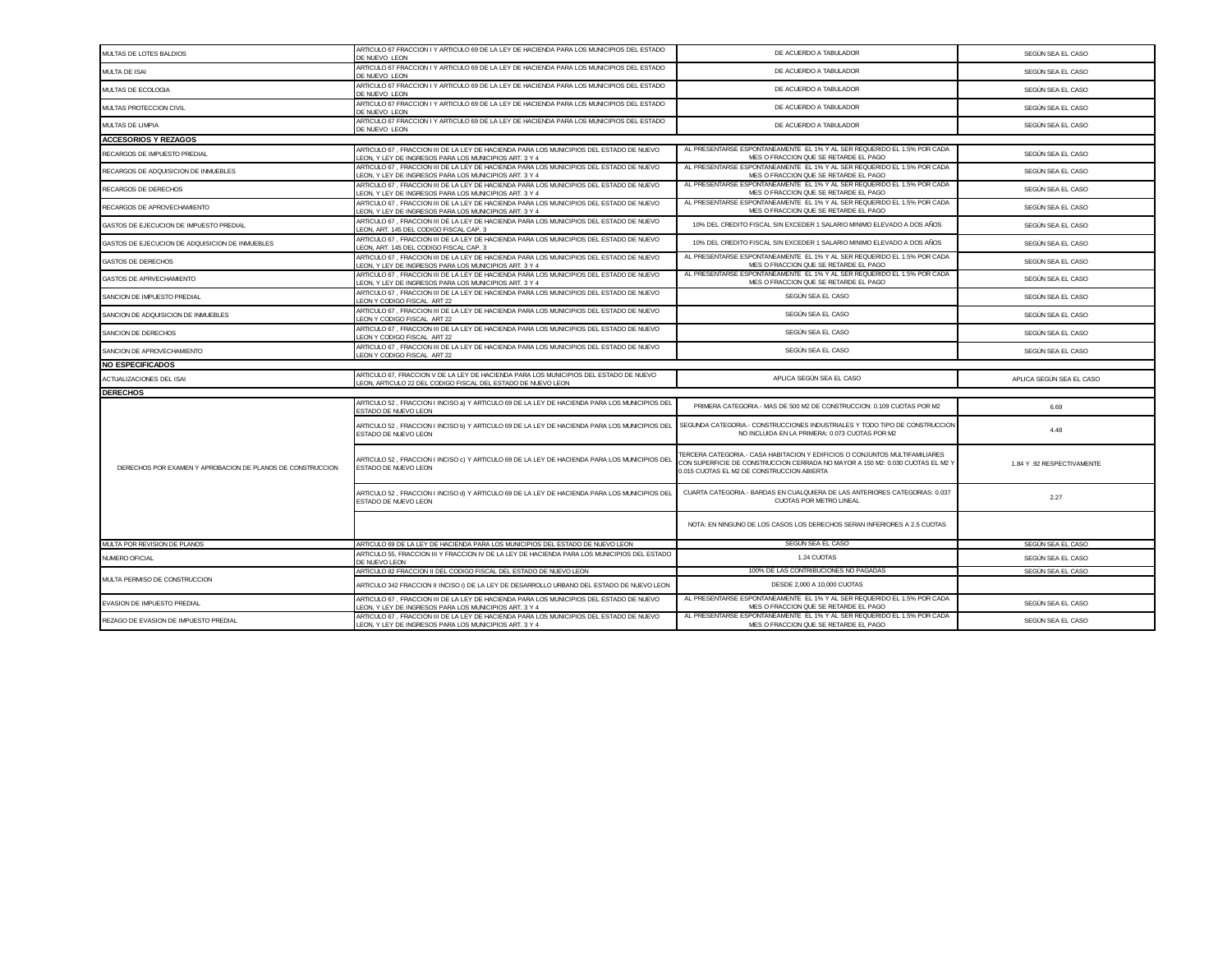| | | | |
|---|---|---|---|
| MULTAS DE LOTES BALDIOS | ARTICULO 67 FRACCION I Y ARTICULO 69 DE LA LEY DE HACIENDA PARA LOS MUNICIPIOS DEL ESTADO DE NUEVO LEON | DE ACUERDO A TABULADOR | SEGÚN SEA EL CASO |
| MULTA DE ISAI | ARTICULO 67 FRACCION I Y ARTICULO 69 DE LA LEY DE HACIENDA PARA LOS MUNICIPIOS DEL ESTADO DE NUEVO LEON | DE ACUERDO A TABULADOR | SEGÚN SEA EL CASO |
| MULTAS DE ECOLOGIA | ARTICULO 67 FRACCION I Y ARTICULO 69 DE LA LEY DE HACIENDA PARA LOS MUNICIPIOS DEL ESTADO DE NUEVO LEON | DE ACUERDO A TABULADOR | SEGÚN SEA EL CASO |
| MULTAS PROTECCION CIVIL | ARTICULO 67 FRACCION I Y ARTICULO 69 DE LA LEY DE HACIENDA PARA LOS MUNICIPIOS DEL ESTADO DE NUEVO LEON | DE ACUERDO A TABULADOR | SEGÚN SEA EL CASO |
| MULTAS DE LIMPIA | ARTICULO 67 FRACCION I Y ARTICULO 69 DE LA LEY DE HACIENDA PARA LOS MUNICIPIOS DEL ESTADO DE NUEVO LEON | DE ACUERDO A TABULADOR | SEGÚN SEA EL CASO |
| **ACCESORIOS Y REZAGOS** | | | |
| RECARGOS DE IMPUESTO PREDIAL | ARTICULO 67 , FRACCION III DE LA LEY DE HACIENDA PARA LOS MUNICIPIOS DEL ESTADO DE NUEVO LEON, Y LEY DE INGRESOS PARA LOS MUNICIPIOS ART. 3 Y 4 | AL PRESENTARSE ESPONTANEAMENTE EL 1% Y AL SER REQUERIDO EL 1.5% POR CADA MES O FRACCION QUE SE RETARDE EL PAGO | SEGÚN SEA EL CASO |
| RECARGOS DE ADQUISICION DE INMUEBLES | ARTICULO 67 , FRACCION III DE LA LEY DE HACIENDA PARA LOS MUNICIPIOS DEL ESTADO DE NUEVO LEON, Y LEY DE INGRESOS PARA LOS MUNICIPIOS ART. 3 Y 4 | AL PRESENTARSE ESPONTANEAMENTE EL 1% Y AL SER REQUERIDO EL 1.5% POR CADA MES O FRACCION QUE SE RETARDE EL PAGO | SEGÚN SEA EL CASO |
| RECARGOS DE DERECHOS | ARTICULO 67 , FRACCION III DE LA LEY DE HACIENDA PARA LOS MUNICIPIOS DEL ESTADO DE NUEVO LEON, Y LEY DE INGRESOS PARA LOS MUNICIPIOS ART. 3 Y 4 | AL PRESENTARSE ESPONTANEAMENTE EL 1% Y AL SER REQUERIDO EL 1.5% POR CADA MES O FRACCION QUE SE RETARDE EL PAGO | SEGÚN SEA EL CASO |
| RECARGOS DE APROVECHAMIENTO | ARTICULO 67 , FRACCION III DE LA LEY DE HACIENDA PARA LOS MUNICIPIOS DEL ESTADO DE NUEVO LEON, Y LEY DE INGRESOS PARA LOS MUNICIPIOS ART. 3 Y 4 | AL PRESENTARSE ESPONTANEAMENTE EL 1% Y AL SER REQUERIDO EL 1.5% POR CADA MES O FRACCION QUE SE RETARDE EL PAGO | SEGÚN SEA EL CASO |
| GASTOS DE EJECUCION DE IMPUESTO PREDIAL | ARTICULO 67 , FRACCION III DE LA LEY DE HACIENDA PARA LOS MUNICIPIOS DEL ESTADO DE NUEVO LEON, ART. 145 DEL CODIGO FISCAL CAP. 3 | 10% DEL CREDITO FISCAL SIN EXCEDER 1 SALARIO MINIMO ELEVADO A DOS AÑOS | SEGÚN SEA EL CASO |
| GASTOS DE EJECUCION DE ADQUISICION DE INMUEBLES | ARTICULO 67 , FRACCION III DE LA LEY DE HACIENDA PARA LOS MUNICIPIOS DEL ESTADO DE NUEVO LEON, ART. 145 DEL CODIGO FISCAL CAP. 3 | 10% DEL CREDITO FISCAL SIN EXCEDER 1 SALARIO MINIMO ELEVADO A DOS AÑOS | SEGÚN SEA EL CASO |
| GASTOS DE DERECHOS | ARTICULO 67 , FRACCION III DE LA LEY DE HACIENDA PARA LOS MUNICIPIOS DEL ESTADO DE NUEVO LEON, Y LEY DE INGRESOS PARA LOS MUNICIPIOS ART. 3 Y 4 | AL PRESENTARSE ESPONTANEAMENTE EL 1% Y AL SER REQUERIDO EL 1.5% POR CADA MES O FRACCION QUE SE RETARDE EL PAGO | SEGÚN SEA EL CASO |
| GASTOS DE APRVECHAMIENTO | ARTICULO 67 , FRACCION III DE LA LEY DE HACIENDA PARA LOS MUNICIPIOS DEL ESTADO DE NUEVO LEON, Y LEY DE INGRESOS PARA LOS MUNICIPIOS ART. 3 Y 4 | AL PRESENTARSE ESPONTANEAMENTE EL 1% Y AL SER REQUERIDO EL 1.5% POR CADA MES O FRACCION QUE SE RETARDE EL PAGO | SEGÚN SEA EL CASO |
| SANCION DE IMPUESTO PREDIAL | ARTICULO 67 , FRACCION III DE LA LEY DE HACIENDA PARA LOS MUNICIPIOS DEL ESTADO DE NUEVO LEON Y CODIGO FISCAL ART 22 | SEGÚN SEA EL CASO | SEGÚN SEA EL CASO |
| SANCION DE ADQUISICION DE INMUEBLES | ARTICULO 67 , FRACCION III DE LA LEY DE HACIENDA PARA LOS MUNICIPIOS DEL ESTADO DE NUEVO LEON Y CODIGO FISCAL ART 22 | SEGÚN SEA EL CASO | SEGÚN SEA EL CASO |
| SANCION DE DERECHOS | ARTICULO 67 , FRACCION III DE LA LEY DE HACIENDA PARA LOS MUNICIPIOS DEL ESTADO DE NUEVO LEON Y CODIGO FISCAL ART 22 | SEGÚN SEA EL CASO | SEGÚN SEA EL CASO |
| SANCION DE APROVECHAMIENTO | ARTICULO 67 , FRACCION III DE LA LEY DE HACIENDA PARA LOS MUNICIPIOS DEL ESTADO DE NUEVO LEON Y CODIGO FISCAL ART 22 | SEGÚN SEA EL CASO | SEGÚN SEA EL CASO |
| **NO ESPECIFICADOS** | | | |
| ACTUALIZACIONES DEL ISAI | ARTICULO 67, FRACCION V DE LA LEY DE HACIENDA PARA LOS MUNICIPIOS DEL ESTADO DE NUEVO LEON, ARTICULO 22 DEL CODIGO FISCAL DEL ESTADO DE NUEVO LEON | APLICA SEGÚN SEA EL CASO | APLICA SEGÚN SEA EL CASO |
| **DERECHOS** | | | |
| DERECHOS POR EXAMEN Y APROBACION DE PLANOS DE CONSTRUCCION | ARTICULO 52 , FRACCION I INCISO a) Y ARTICULO 69 DE LA LEY DE HACIENDA PARA LOS MUNICIPIOS DEL ESTADO DE NUEVO LEON | PRIMERA CATEGORIA.- MAS DE 500 M2 DE CONSTRUCCION: 0.109 CUOTAS POR M2 | 6.69 |
| | ARTICULO 52 , FRACCION I INCISO b) Y ARTICULO 69 DE LA LEY DE HACIENDA PARA LOS MUNICIPIOS DEL ESTADO DE NUEVO LEON | SEGUNDA CATEGORIA.- CONSTRUCCIONES INDUSTRIALES Y TODO TIPO DE CONSTRUCCION NO INCLUIDA EN LA PRIMERA: 0.073 CUOTAS POR M2 | 4.48 |
| | ARTICULO 52 , FRACCION I INCISO c) Y ARTICULO 69 DE LA LEY DE HACIENDA PARA LOS MUNICIPIOS DEL ESTADO DE NUEVO LEON | TERCERA CATEGORIA.- CASA HABITACION Y EDIFICIOS O CONJUNTOS MULTIFAMILIARES CON SUPERFICIE DE CONSTRUCCION CERRADA NO MAYOR A 150 M2: 0.030 CUOTAS EL M2 Y 0.015 CUOTAS EL M2 DE CONSTRUCCION ABIERTA | 1.84 Y .92 RESPECTIVAMENTE |
| | ARTICULO 52 , FRACCION I INCISO d) Y ARTICULO 69 DE LA LEY DE HACIENDA PARA LOS MUNICIPIOS DEL ESTADO DE NUEVO LEON | CUARTA CATEGORIA.- BARDAS EN CUALQUIERA DE LAS ANTERIORES CATEGORIAS: 0.037 CUOTAS POR METRO LINEAL | 2.27 |
| | | NOTA: EN NINGUNO DE LOS CASOS LOS DERECHOS SERAN INFERIORES A 2.5 CUOTAS | |
| MULTA POR REVISION DE PLANOS | ARTICULO 69 DE LA LEY DE HACIENDA PARA LOS MUNICIPIOS DEL ESTADO DE NUEVO LEON | SEGÚN SEA EL CASO | SEGÚN SEA EL CASO |
| NUMERO OFICIAL | ARTICULO 55, FRACCION III Y FRACCION IV DE LA LEY DE HACIENDA PARA LOS MUNICIPIOS DEL ESTADO DE NUEVO LEON | 1.24 CUOTAS | SEGÚN SEA EL CASO |
| MULTA PERMISO DE CONSTRUCCION | ARTICULO 82 FRACCION II DEL CODIGO FISCAL DEL ESTADO DE NUEVO LEON | 100% DE LAS CONTRIBUCIONES NO PAGADAS | SEGÚN SEA EL CASO |
| | ARTICULO 342 FRACCION II INCISO i) DE LA LEY DE DESARROLLO URBANO DEL ESTADO DE NUEVO LEON | DESDE 2,000 A 10,000 CUOTAS | |
| EVASION DE IMPUESTO PREDIAL | ARTICULO 67 , FRACCION III DE LA LEY DE HACIENDA PARA LOS MUNICIPIOS DEL ESTADO DE NUEVO LEON, Y LEY DE INGRESOS PARA LOS MUNICIPIOS ART. 3 Y 4 | AL PRESENTARSE ESPONTANEAMENTE EL 1% Y AL SER REQUERIDO EL 1.5% POR CADA MES O FRACCION QUE SE RETARDE EL PAGO | SEGÚN SEA EL CASO |
| REZAGO DE EVASION DE IMPUESTO PREDIAL | ARTICULO 67 , FRACCION III DE LA LEY DE HACIENDA PARA LOS MUNICIPIOS DEL ESTADO DE NUEVO LEON, Y LEY DE INGRESOS PARA LOS MUNICIPIOS ART. 3 Y 4 | AL PRESENTARSE ESPONTANEAMENTE EL 1% Y AL SER REQUERIDO EL 1.5% POR CADA MES O FRACCION QUE SE RETARDE EL PAGO | SEGÚN SEA EL CASO |